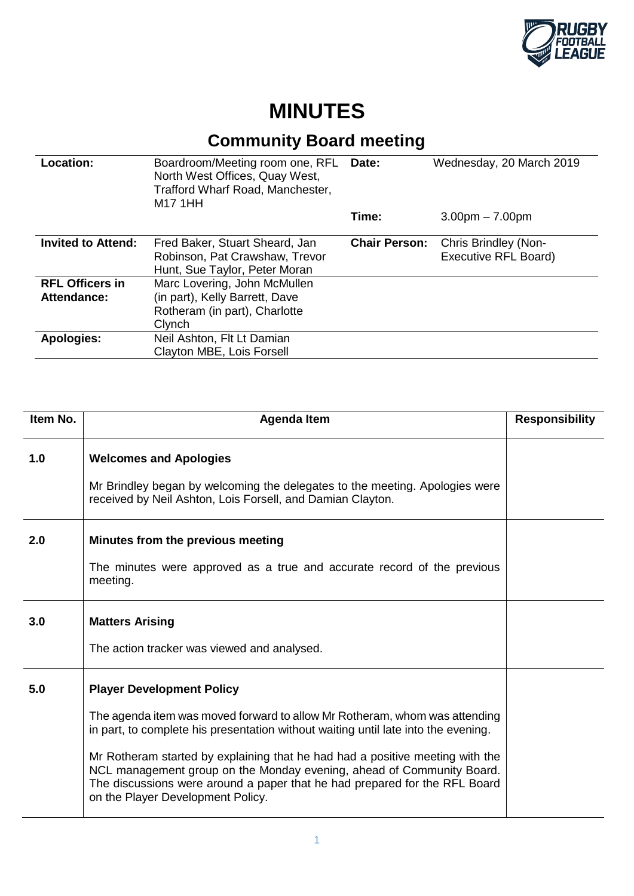# MINUTES

## Community Board meeting

| | | | |
|---|---|---|---|
| **Location:** | Boardroom/Meeting room one, RFL North West Offices, Quay West, Trafford Wharf Road, Manchester, M17 1HH | **Date:** | Wednesday, 20 March 2019 |
| | | **Time:** | 3.00pm – 7.00pm |
| **Invited to Attend:** | Fred Baker, Stuart Sheard, Jan Robinson, Pat Crawshaw, Trevor Hunt, Sue Taylor, Peter Moran | **Chair Person:** | Chris Brindley (Non-Executive RFL Board) |
| **RFL Officers in Attendance:** | Marc Lovering, John McMullen (in part), Kelly Barrett, Dave Rotheram (in part), Charlotte Clynch | | |
| **Apologies:** | Neil Ashton, Flt Lt Damian Clayton MBE, Lois Forsell | | |

| Item No. | Agenda Item | Responsibility |
|---|---|---|
| **1.0** | **Welcomes and Apologies**<br><br>Mr Brindley began by welcoming the delegates to the meeting. Apologies were received by Neil Ashton, Lois Forsell, and Damian Clayton. | |
| **2.0** | **Minutes from the previous meeting**<br><br>The minutes were approved as a true and accurate record of the previous meeting. | |
| **3.0** | **Matters Arising**<br><br>The action tracker was viewed and analysed. | |
| **5.0** | **Player Development Policy**<br><br>The agenda item was moved forward to allow Mr Rotheram, whom was attending in part, to complete his presentation without waiting until late into the evening.<br><br>Mr Rotheram started by explaining that he had had a positive meeting with the NCL management group on the Monday evening, ahead of Community Board. The discussions were around a paper that he had prepared for the RFL Board on the Player Development Policy. | |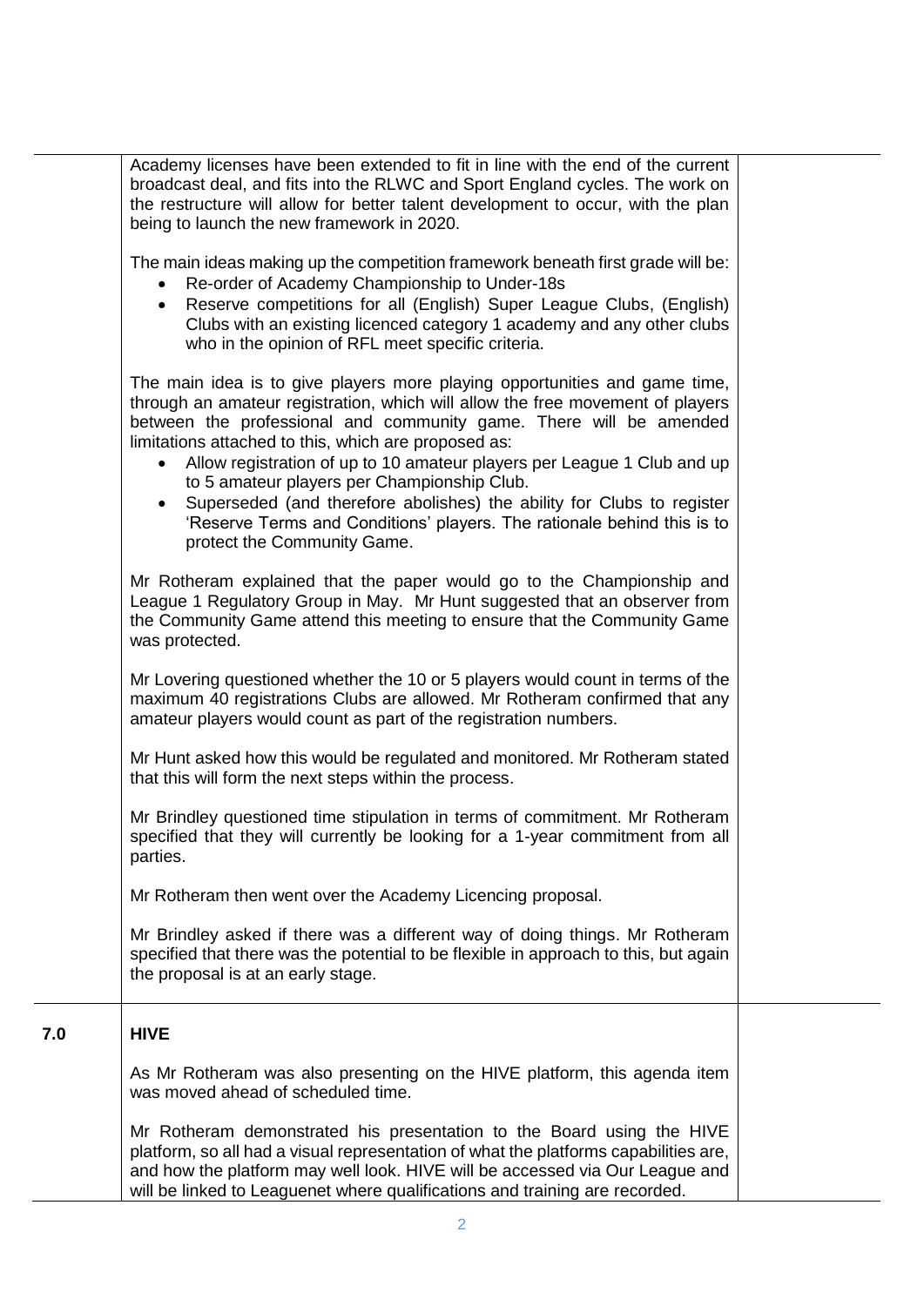Academy licenses have been extended to fit in line with the end of the current broadcast deal, and fits into the RLWC and Sport England cycles. The work on the restructure will allow for better talent development to occur, with the plan being to launch the new framework in 2020.

The main ideas making up the competition framework beneath first grade will be:

- Re-order of Academy Championship to Under-18s
- Reserve competitions for all (English) Super League Clubs, (English) Clubs with an existing licenced category 1 academy and any other clubs who in the opinion of RFL meet specific criteria.

The main idea is to give players more playing opportunities and game time, through an amateur registration, which will allow the free movement of players between the professional and community game. There will be amended limitations attached to this, which are proposed as:

- Allow registration of up to 10 amateur players per League 1 Club and up to 5 amateur players per Championship Club.
- Superseded (and therefore abolishes) the ability for Clubs to register 'Reserve Terms and Conditions' players. The rationale behind this is to protect the Community Game.

Mr Rotheram explained that the paper would go to the Championship and League 1 Regulatory Group in May. Mr Hunt suggested that an observer from the Community Game attend this meeting to ensure that the Community Game was protected.

Mr Lovering questioned whether the 10 or 5 players would count in terms of the maximum 40 registrations Clubs are allowed. Mr Rotheram confirmed that any amateur players would count as part of the registration numbers.

Mr Hunt asked how this would be regulated and monitored. Mr Rotheram stated that this will form the next steps within the process.

Mr Brindley questioned time stipulation in terms of commitment. Mr Rotheram specified that they will currently be looking for a 1-year commitment from all parties.

Mr Rotheram then went over the Academy Licencing proposal.

Mr Brindley asked if there was a different way of doing things. Mr Rotheram specified that there was the potential to be flexible in approach to this, but again the proposal is at an early stage.

## 7.0 HIVE

As Mr Rotheram was also presenting on the HIVE platform, this agenda item was moved ahead of scheduled time.

Mr Rotheram demonstrated his presentation to the Board using the HIVE platform, so all had a visual representation of what the platforms capabilities are, and how the platform may well look. HIVE will be accessed via Our League and will be linked to Leaguenet where qualifications and training are recorded.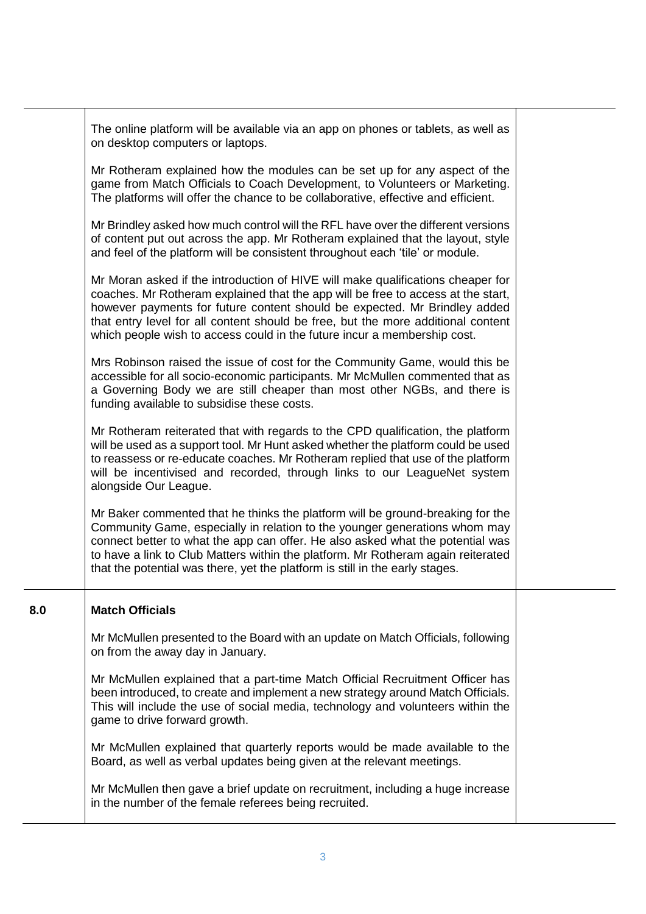| | | |
|---|---|---|
| | The online platform will be available via an app on phones or tablets, as well as on desktop computers or laptops.<br><br>Mr Rotheram explained how the modules can be set up for any aspect of the game from Match Officials to Coach Development, to Volunteers or Marketing. The platforms will offer the chance to be collaborative, effective and efficient.<br><br>Mr Brindley asked how much control will the RFL have over the different versions of content put out across the app. Mr Rotheram explained that the layout, style and feel of the platform will be consistent throughout each 'tile' or module.<br><br>Mr Moran asked if the introduction of HIVE will make qualifications cheaper for coaches. Mr Rotheram explained that the app will be free to access at the start, however payments for future content should be expected. Mr Brindley added that entry level for all content should be free, but the more additional content which people wish to access could in the future incur a membership cost.<br><br>Mrs Robinson raised the issue of cost for the Community Game, would this be accessible for all socio-economic participants. Mr McMullen commented that as a Governing Body we are still cheaper than most other NGBs, and there is funding available to subsidise these costs.<br><br>Mr Rotheram reiterated that with regards to the CPD qualification, the platform will be used as a support tool. Mr Hunt asked whether the platform could be used to reassess or re-educate coaches. Mr Rotheram replied that use of the platform will be incentivised and recorded, through links to our LeagueNet system alongside Our League.<br><br>Mr Baker commented that he thinks the platform will be ground-breaking for the Community Game, especially in relation to the younger generations whom may connect better to what the app can offer. He also asked what the potential was to have a link to Club Matters within the platform. Mr Rotheram again reiterated that the potential was there, yet the platform is still in the early stages. | |
| **8.0** | **Match Officials**<br><br>Mr McMullen presented to the Board with an update on Match Officials, following on from the away day in January.<br><br>Mr McMullen explained that a part-time Match Official Recruitment Officer has been introduced, to create and implement a new strategy around Match Officials. This will include the use of social media, technology and volunteers within the game to drive forward growth.<br><br>Mr McMullen explained that quarterly reports would be made available to the Board, as well as verbal updates being given at the relevant meetings.<br><br>Mr McMullen then gave a brief update on recruitment, including a huge increase in the number of the female referees being recruited. | |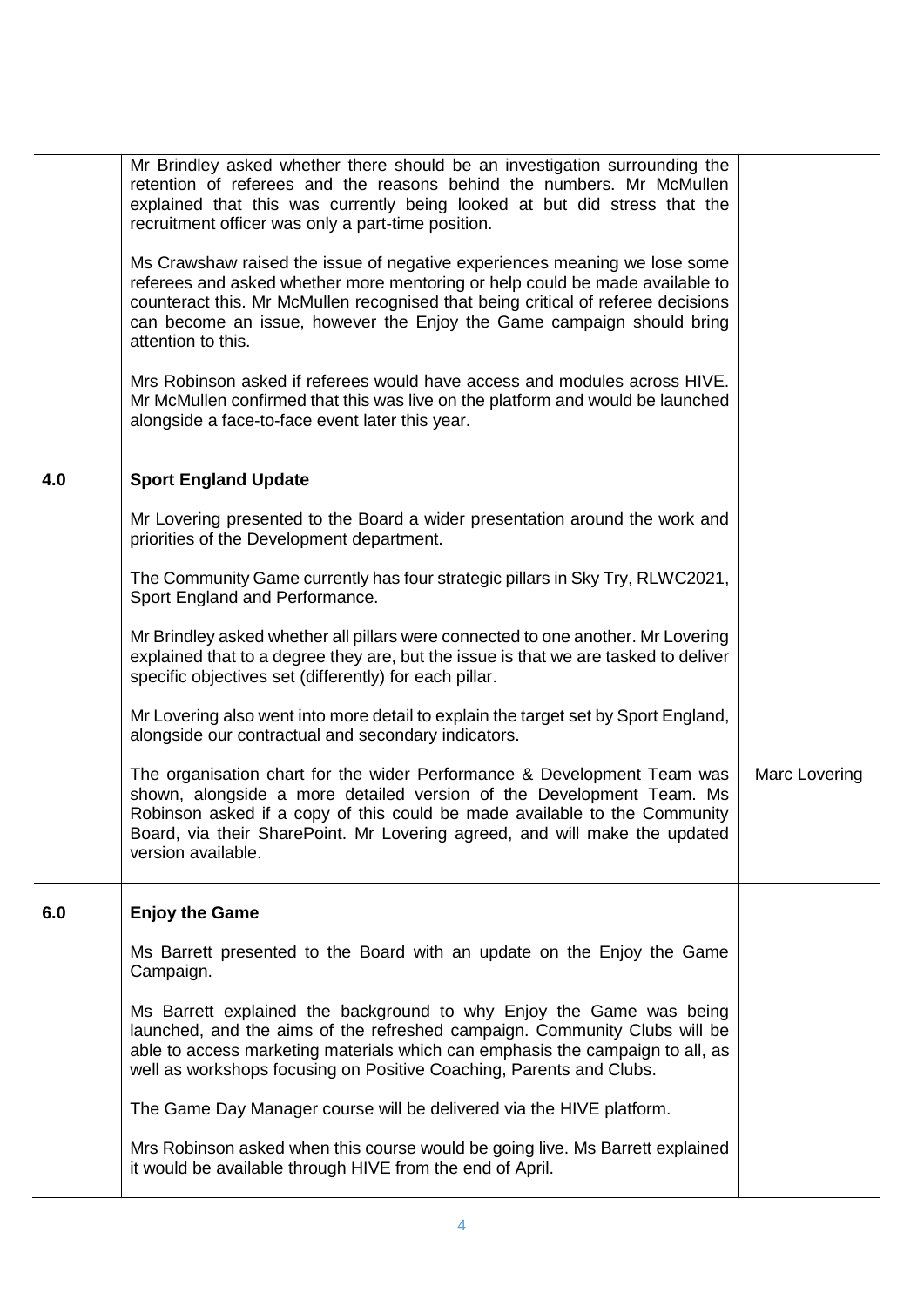| | | |
|---|---|---|
| | Mr Brindley asked whether there should be an investigation surrounding the retention of referees and the reasons behind the numbers. Mr McMullen explained that this was currently being looked at but did stress that the recruitment officer was only a part-time position.<br><br>Ms Crawshaw raised the issue of negative experiences meaning we lose some referees and asked whether more mentoring or help could be made available to counteract this. Mr McMullen recognised that being critical of referee decisions can become an issue, however the Enjoy the Game campaign should bring attention to this.<br><br>Mrs Robinson asked if referees would have access and modules across HIVE. Mr McMullen confirmed that this was live on the platform and would be launched alongside a face-to-face event later this year. | |
| **4.0** | **Sport England Update**<br><br>Mr Lovering presented to the Board a wider presentation around the work and priorities of the Development department.<br><br>The Community Game currently has four strategic pillars in Sky Try, RLWC2021, Sport England and Performance.<br><br>Mr Brindley asked whether all pillars were connected to one another. Mr Lovering explained that to a degree they are, but the issue is that we are tasked to deliver specific objectives set (differently) for each pillar.<br><br>Mr Lovering also went into more detail to explain the target set by Sport England, alongside our contractual and secondary indicators.<br><br>The organisation chart for the wider Performance & Development Team was shown, alongside a more detailed version of the Development Team. Ms Robinson asked if a copy of this could be made available to the Community Board, via their SharePoint. Mr Lovering agreed, and will make the updated version available. | Marc Lovering |
| **6.0** | **Enjoy the Game**<br><br>Ms Barrett presented to the Board with an update on the Enjoy the Game Campaign.<br><br>Ms Barrett explained the background to why Enjoy the Game was being launched, and the aims of the refreshed campaign. Community Clubs will be able to access marketing materials which can emphasis the campaign to all, as well as workshops focusing on Positive Coaching, Parents and Clubs.<br><br>The Game Day Manager course will be delivered via the HIVE platform.<br><br>Mrs Robinson asked when this course would be going live. Ms Barrett explained it would be available through HIVE from the end of April. | |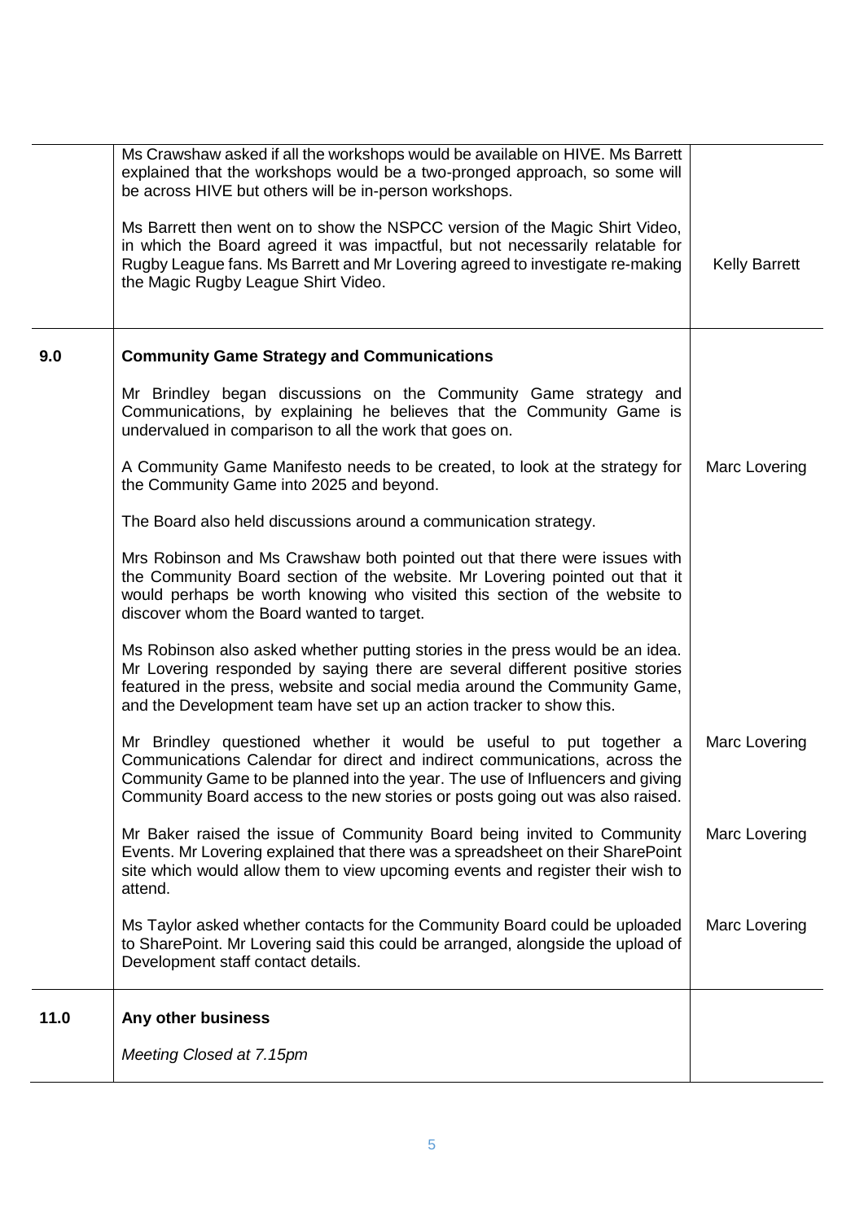| | | |
|---|---|---|
| | Ms Crawshaw asked if all the workshops would be available on HIVE. Ms Barrett explained that the workshops would be a two-pronged approach, so some will be across HIVE but others will be in-person workshops.<br><br>Ms Barrett then went on to show the NSPCC version of the Magic Shirt Video, in which the Board agreed it was impactful, but not necessarily relatable for Rugby League fans. Ms Barrett and Mr Lovering agreed to investigate re-making the Magic Rugby League Shirt Video. | Kelly Barrett |
| **9.0** | **Community Game Strategy and Communications** | |
| | Mr Brindley began discussions on the Community Game strategy and Communications, by explaining he believes that the Community Game is undervalued in comparison to all the work that goes on. | |
| | A Community Game Manifesto needs to be created, to look at the strategy for the Community Game into 2025 and beyond. | Marc Lovering |
| | The Board also held discussions around a communication strategy. | |
| | Mrs Robinson and Ms Crawshaw both pointed out that there were issues with the Community Board section of the website. Mr Lovering pointed out that it would perhaps be worth knowing who visited this section of the website to discover whom the Board wanted to target. | |
| | Ms Robinson also asked whether putting stories in the press would be an idea. Mr Lovering responded by saying there are several different positive stories featured in the press, website and social media around the Community Game, and the Development team have set up an action tracker to show this. | |
| | Mr Brindley questioned whether it would be useful to put together a Communications Calendar for direct and indirect communications, across the Community Game to be planned into the year. The use of Influencers and giving Community Board access to the new stories or posts going out was also raised. | Marc Lovering |
| | Mr Baker raised the issue of Community Board being invited to Community Events. Mr Lovering explained that there was a spreadsheet on their SharePoint site which would allow them to view upcoming events and register their wish to attend. | Marc Lovering |
| | Ms Taylor asked whether contacts for the Community Board could be uploaded to SharePoint. Mr Lovering said this could be arranged, alongside the upload of Development staff contact details. | Marc Lovering |
| **11.0** | **Any other business**<br><br>*Meeting Closed at 7.15pm* | |